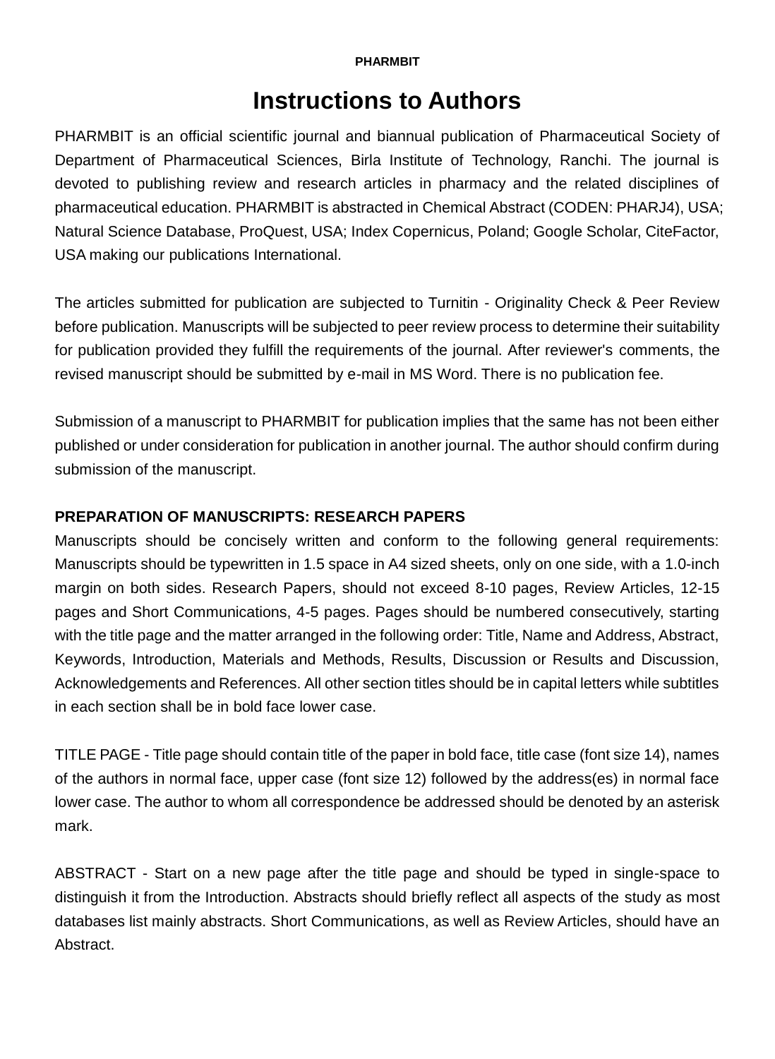# Instructions to Authors

PHARMBIT is an official scientific journal and biannual publication of Pharmaceutical Society of Department of Pharmaceutical Sciences, Birla Institute of Technology, Ranchi. The journal is devoted to publishing review and research articles in pharmacy and the related disciplines of pharmaceutical education. PHARMBIT is abstracted in Chemical Abstract (CODEN: PHARJ4), USA; Natural Science Database, ProQuest, USA; Index Copernicus, Poland; Google Scholar, CiteFactor, USA making our publications International.

The articles submitted for publication are subjected to Turnitin - Originality Check & Peer Review before publication. Manuscripts will be subjected to peer review process to determine their suitability for publication provided they fulfill the requirements of the journal. After reviewer's comments, the revised manuscript should be submitted by e-mail in MS Word. There is no publication fee.

Submission of a manuscript to PHARMBIT for publication implies that the same has not been either published or under consideration for publication in another journal. The author should confirm during submission of the manuscript.

**PREPARATION OF MANUSCRIPTS: RESEARCH PAPERS**

Manuscripts should be concisely written and conform to the following general requirements: Manuscripts should be typewritten in 1.5 space in A4 sized sheets, only on one side, with a 1.0-inch margin on both sides. Research Papers, should not exceed 8-10 pages, Review Articles, 12-15 pages and Short Communications, 4-5 pages. Pages should be numbered consecutively, starting with the title page and the matter arranged in the following order: Title, Name and Address, Abstract, Keywords, Introduction, Materials and Methods, Results, Discussion or Results and Discussion, Acknowledgements and References. All other section titles should be in capital letters while subtitles in each section shall be in bold face lower case.

TITLE PAGE - Title page should contain title of the paper in bold face, title case (font size 14), names of the authors in normal face, upper case (font size 12) followed by the address(es) in normal face lower case. The author to whom all correspondence be addressed should be denoted by an asterisk mark.

ABSTRACT - Start on a new page after the title page and should be typed in single-space to distinguish it from the Introduction. Abstracts should briefly reflect all aspects of the study as most databases list mainly abstracts. Short Communications, as well as Review Articles, should have an Abstract.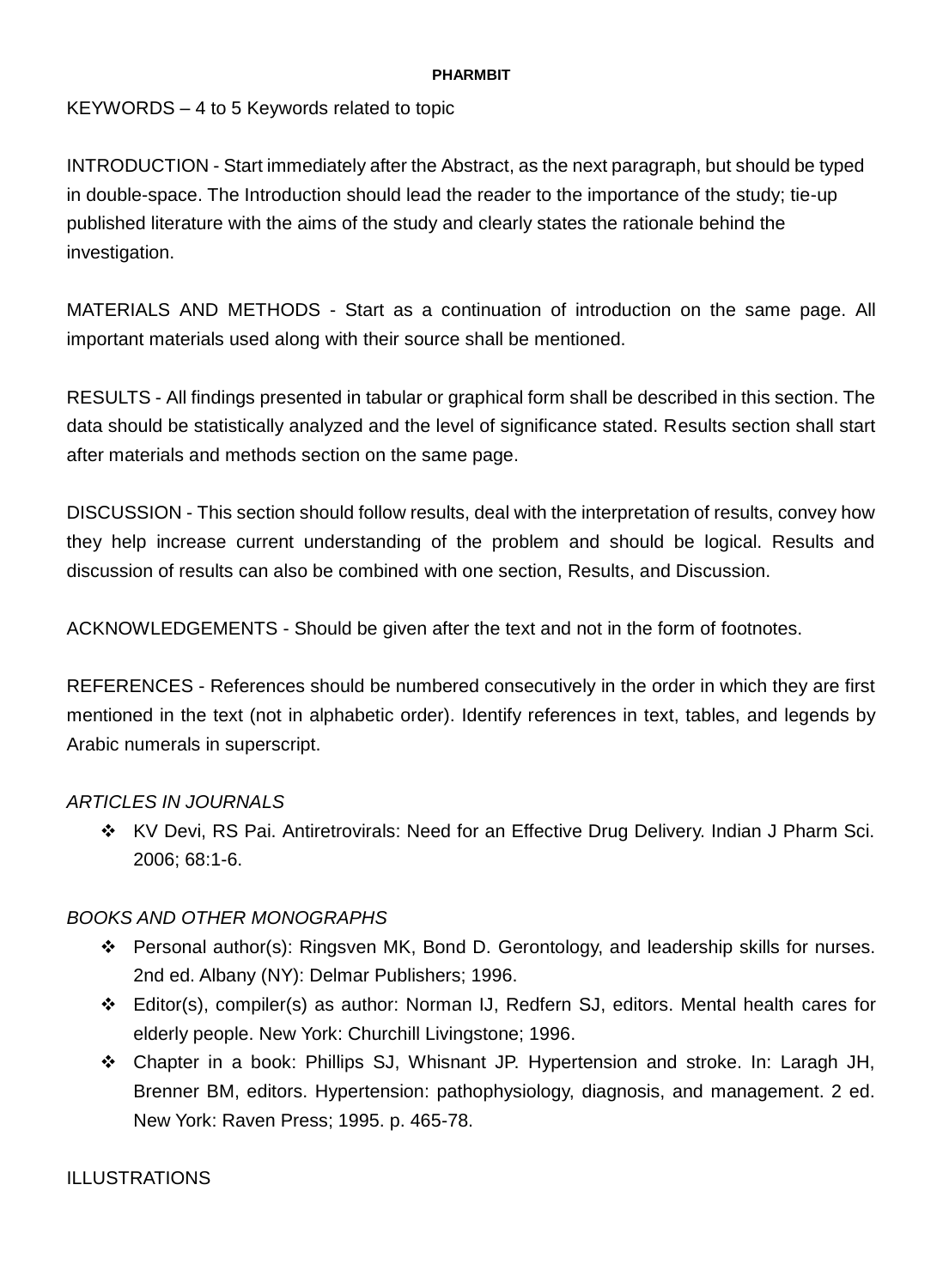KEYWORDS – 4 to 5 Keywords related to topic

INTRODUCTION - Start immediately after the Abstract, as the next paragraph, but should be typed in double-space. The Introduction should lead the reader to the importance of the study; tie-up published literature with the aims of the study and clearly states the rationale behind the investigation.

MATERIALS AND METHODS - Start as a continuation of introduction on the same page. All important materials used along with their source shall be mentioned.

RESULTS - All findings presented in tabular or graphical form shall be described in this section. The data should be statistically analyzed and the level of significance stated. Results section shall start after materials and methods section on the same page.

DISCUSSION - This section should follow results, deal with the interpretation of results, convey how they help increase current understanding of the problem and should be logical. Results and discussion of results can also be combined with one section, Results, and Discussion.

ACKNOWLEDGEMENTS - Should be given after the text and not in the form of footnotes.

REFERENCES - References should be numbered consecutively in the order in which they are first mentioned in the text (not in alphabetic order). Identify references in text, tables, and legends by Arabic numerals in superscript.

*ARTICLES IN JOURNALS*

- KV Devi, RS Pai. Antiretrovirals: Need for an Effective Drug Delivery. Indian J Pharm Sci. 2006; 68:1-6.

*BOOKS AND OTHER MONOGRAPHS*

- Personal author(s): Ringsven MK, Bond D. Gerontology, and leadership skills for nurses. 2nd ed. Albany (NY): Delmar Publishers; 1996.
- Editor(s), compiler(s) as author: Norman IJ, Redfern SJ, editors. Mental health cares for elderly people. New York: Churchill Livingstone; 1996.
- Chapter in a book: Phillips SJ, Whisnant JP. Hypertension and stroke. In: Laragh JH, Brenner BM, editors. Hypertension: pathophysiology, diagnosis, and management. 2 ed. New York: Raven Press; 1995. p. 465-78.

ILLUSTRATIONS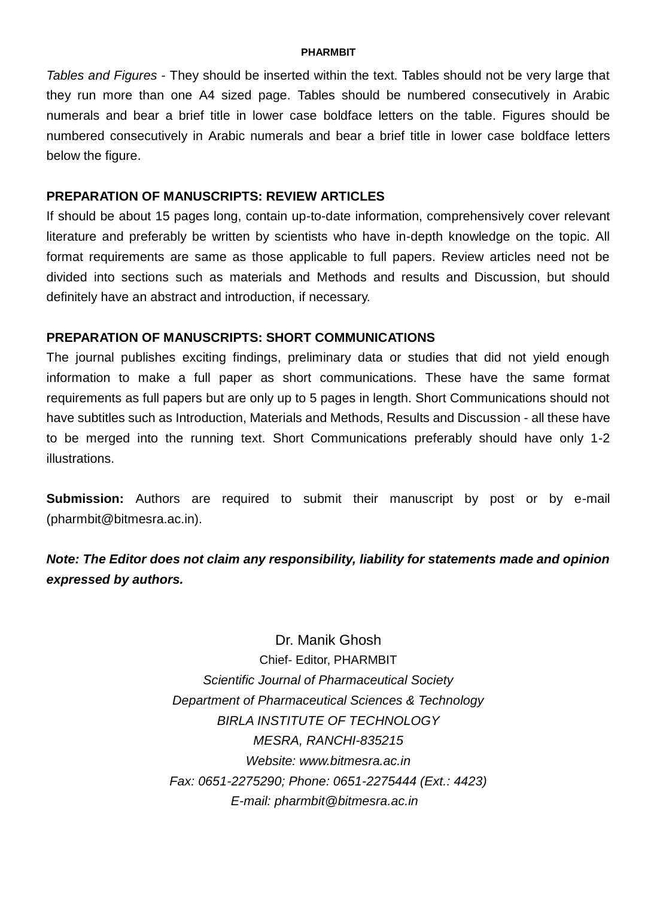*Tables and Figures* - They should be inserted within the text. Tables should not be very large that they run more than one A4 sized page. Tables should be numbered consecutively in Arabic numerals and bear a brief title in lower case boldface letters on the table. Figures should be numbered consecutively in Arabic numerals and bear a brief title in lower case boldface letters below the figure.

**PREPARATION OF MANUSCRIPTS: REVIEW ARTICLES**

If should be about 15 pages long, contain up-to-date information, comprehensively cover relevant literature and preferably be written by scientists who have in-depth knowledge on the topic. All format requirements are same as those applicable to full papers. Review articles need not be divided into sections such as materials and Methods and results and Discussion, but should definitely have an abstract and introduction, if necessary.

**PREPARATION OF MANUSCRIPTS: SHORT COMMUNICATIONS**

The journal publishes exciting findings, preliminary data or studies that did not yield enough information to make a full paper as short communications. These have the same format requirements as full papers but are only up to 5 pages in length. Short Communications should not have subtitles such as Introduction, Materials and Methods, Results and Discussion - all these have to be merged into the running text. Short Communications preferably should have only 1-2 illustrations.

**Submission:** Authors are required to submit their manuscript by post or by e-mail (pharmbit@bitmesra.ac.in).

***Note: The Editor does not claim any responsibility, liability for statements made and opinion expressed by authors.***

Dr. Manik Ghosh

Chief- Editor, PHARMBIT

*Scientific Journal of Pharmaceutical Society*

*Department of Pharmaceutical Sciences & Technology*

*BIRLA INSTITUTE OF TECHNOLOGY*

*MESRA, RANCHI-835215*

*Website: www.bitmesra.ac.in*

*Fax: 0651-2275290; Phone: 0651-2275444 (Ext.: 4423)*

*E-mail: pharmbit@bitmesra.ac.in*